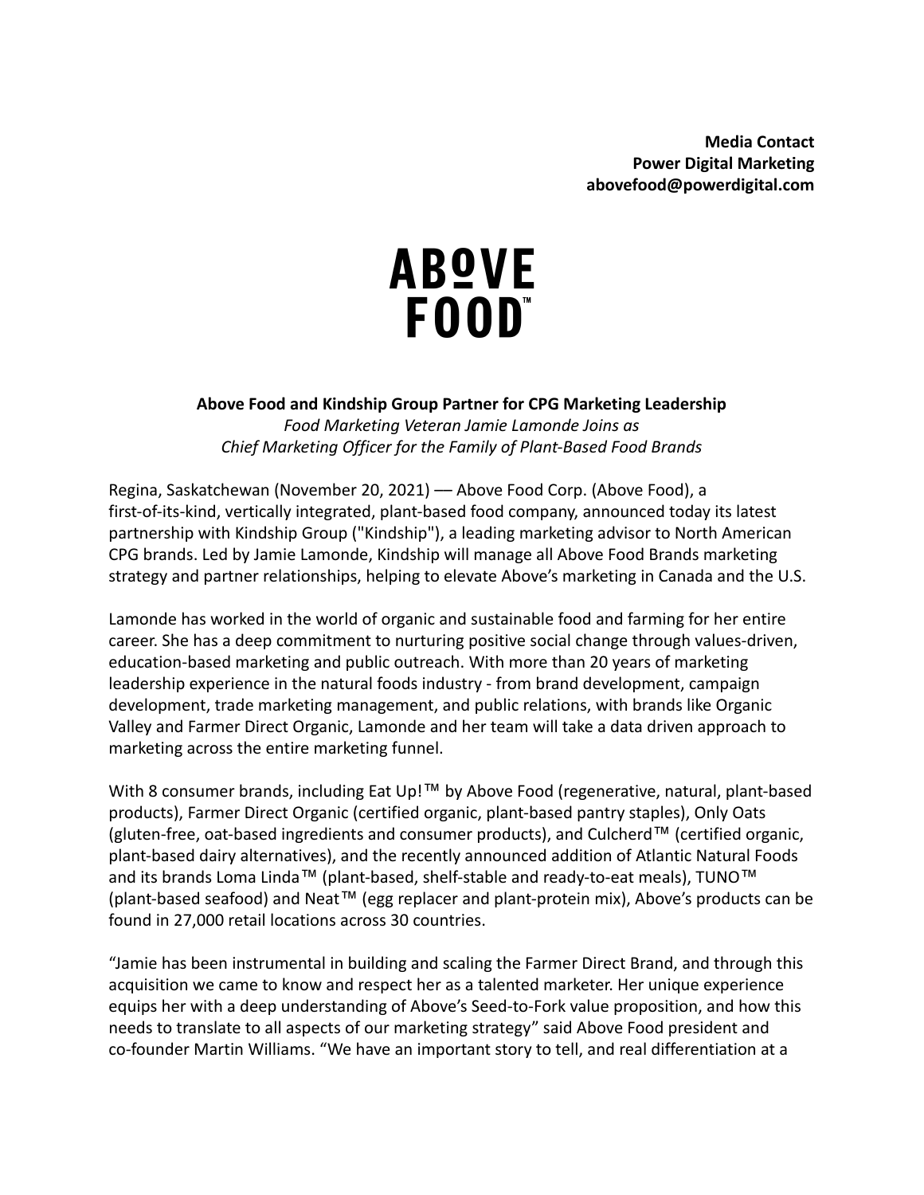**Media Contact**
**Power Digital Marketing**
**abovefood@powerdigital.com**

ABOVE FOOD™

**Above Food and Kindship Group Partner for CPG Marketing Leadership**

*Food Marketing Veteran Jamie Lamonde Joins as Chief Marketing Officer for the Family of Plant-Based Food Brands*

Regina, Saskatchewan (November 20, 2021) –– Above Food Corp. (Above Food), a first-of-its-kind, vertically integrated, plant-based food company, announced today its latest partnership with Kindship Group ("Kindship"), a leading marketing advisor to North American CPG brands. Led by Jamie Lamonde, Kindship will manage all Above Food Brands marketing strategy and partner relationships, helping to elevate Above's marketing in Canada and the U.S.

Lamonde has worked in the world of organic and sustainable food and farming for her entire career. She has a deep commitment to nurturing positive social change through values-driven, education-based marketing and public outreach. With more than 20 years of marketing leadership experience in the natural foods industry - from brand development, campaign development, trade marketing management, and public relations, with brands like Organic Valley and Farmer Direct Organic, Lamonde and her team will take a data driven approach to marketing across the entire marketing funnel.

With 8 consumer brands, including Eat Up!™ by Above Food (regenerative, natural, plant-based products), Farmer Direct Organic (certified organic, plant-based pantry staples), Only Oats (gluten-free, oat-based ingredients and consumer products), and Culcherd™ (certified organic, plant-based dairy alternatives), and the recently announced addition of Atlantic Natural Foods and its brands Loma Linda™ (plant-based, shelf-stable and ready-to-eat meals), TUNO™ (plant-based seafood) and Neat™ (egg replacer and plant-protein mix), Above's products can be found in 27,000 retail locations across 30 countries.

"Jamie has been instrumental in building and scaling the Farmer Direct Brand, and through this acquisition we came to know and respect her as a talented marketer. Her unique experience equips her with a deep understanding of Above's Seed-to-Fork value proposition, and how this needs to translate to all aspects of our marketing strategy" said Above Food president and co-founder Martin Williams. "We have an important story to tell, and real differentiation at a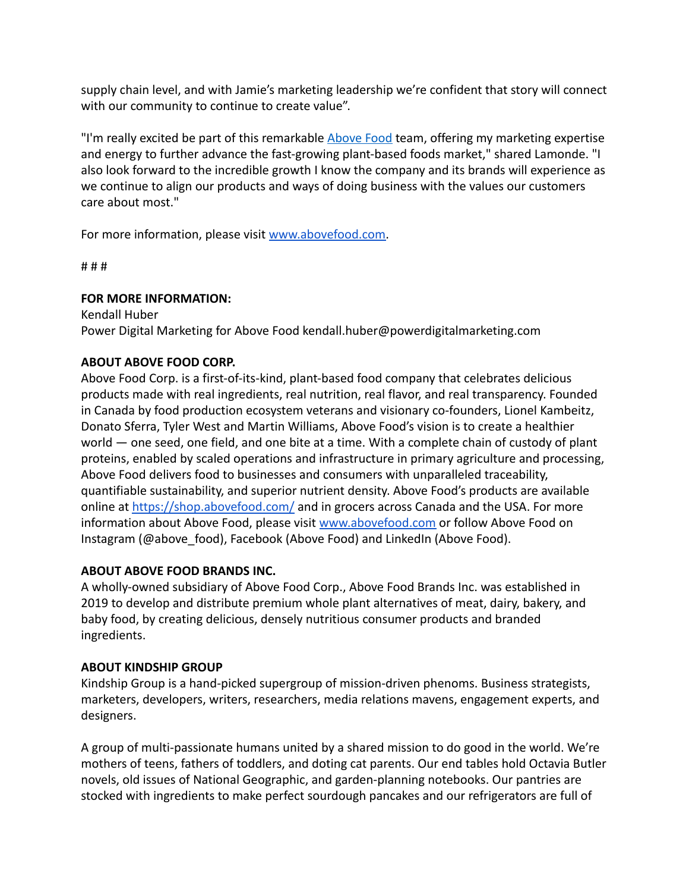supply chain level, and with Jamie's marketing leadership we're confident that story will connect with our community to continue to create value".

"I'm really excited be part of this remarkable [Above Food](www.abovefood.com) team, offering my marketing expertise and energy to further advance the fast-growing plant-based foods market," shared Lamonde. "I also look forward to the incredible growth I know the company and its brands will experience as we continue to align our products and ways of doing business with the values our customers care about most."

For more information, please visit [www.abovefood.com](www.abovefood.com).

# # #

**FOR MORE INFORMATION:**
Kendall Huber
Power Digital Marketing for Above Food kendall.huber@powerdigitalmarketing.com

**ABOUT ABOVE FOOD CORP.**
Above Food Corp. is a first-of-its-kind, plant-based food company that celebrates delicious products made with real ingredients, real nutrition, real flavor, and real transparency. Founded in Canada by food production ecosystem veterans and visionary co-founders, Lionel Kambeitz, Donato Sferra, Tyler West and Martin Williams, Above Food's vision is to create a healthier world — one seed, one field, and one bite at a time. With a complete chain of custody of plant proteins, enabled by scaled operations and infrastructure in primary agriculture and processing, Above Food delivers food to businesses and consumers with unparalleled traceability, quantifiable sustainability, and superior nutrient density. Above Food's products are available online at [https://shop.abovefood.com/](https://shop.abovefood.com/) and in grocers across Canada and the USA. For more information about Above Food, please visit [www.abovefood.com](www.abovefood.com) or follow Above Food on Instagram (@above_food), Facebook (Above Food) and LinkedIn (Above Food).

**ABOUT ABOVE FOOD BRANDS INC.**
A wholly-owned subsidiary of Above Food Corp., Above Food Brands Inc. was established in 2019 to develop and distribute premium whole plant alternatives of meat, dairy, bakery, and baby food, by creating delicious, densely nutritious consumer products and branded ingredients.

**ABOUT KINDSHIP GROUP**
Kindship Group is a hand-picked supergroup of mission-driven phenoms. Business strategists, marketers, developers, writers, researchers, media relations mavens, engagement experts, and designers.

A group of multi-passionate humans united by a shared mission to do good in the world. We're mothers of teens, fathers of toddlers, and doting cat parents. Our end tables hold Octavia Butler novels, old issues of National Geographic, and garden-planning notebooks. Our pantries are stocked with ingredients to make perfect sourdough pancakes and our refrigerators are full of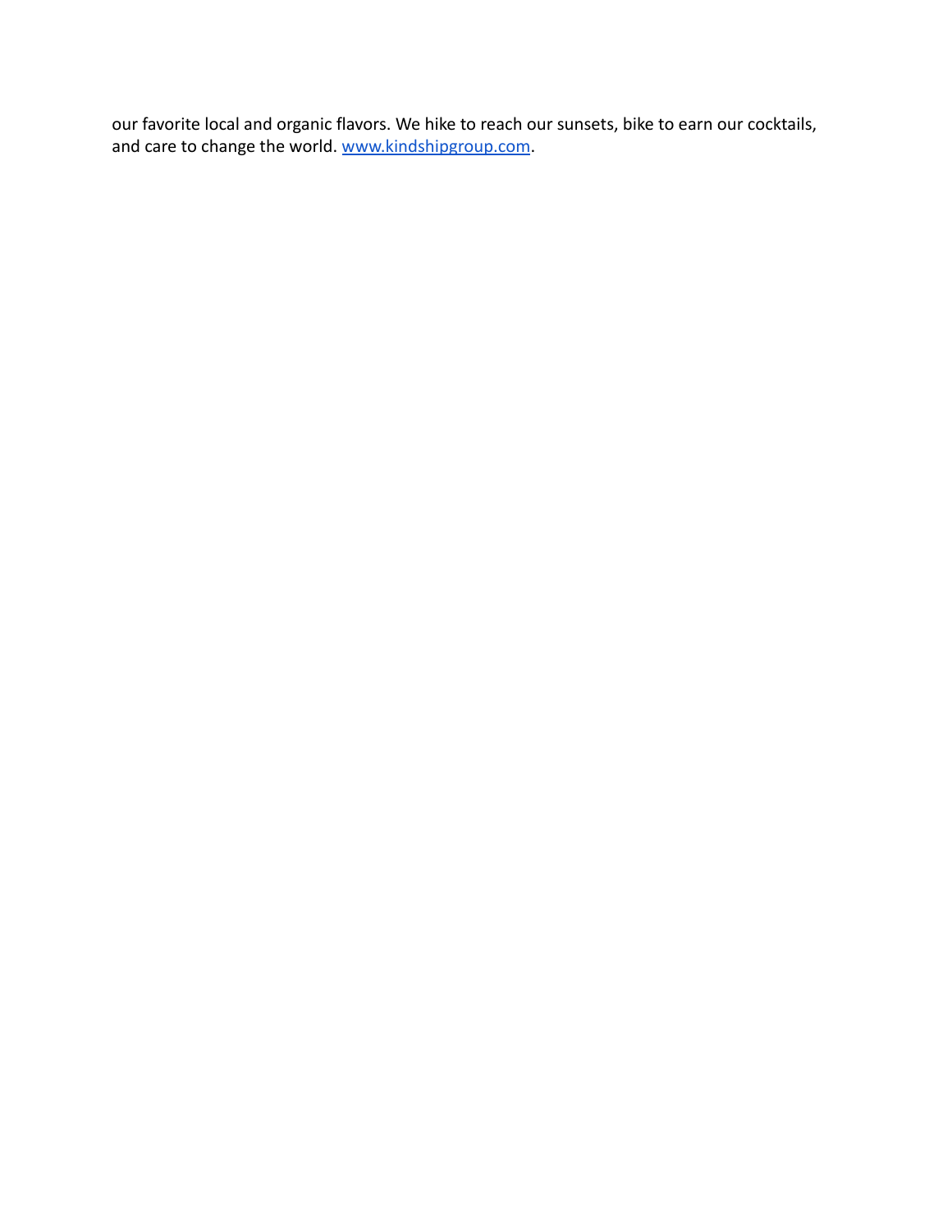our favorite local and organic flavors. We hike to reach our sunsets, bike to earn our cocktails, and care to change the world. [www.kindshipgroup.com](http://www.kindshipgroup.com).